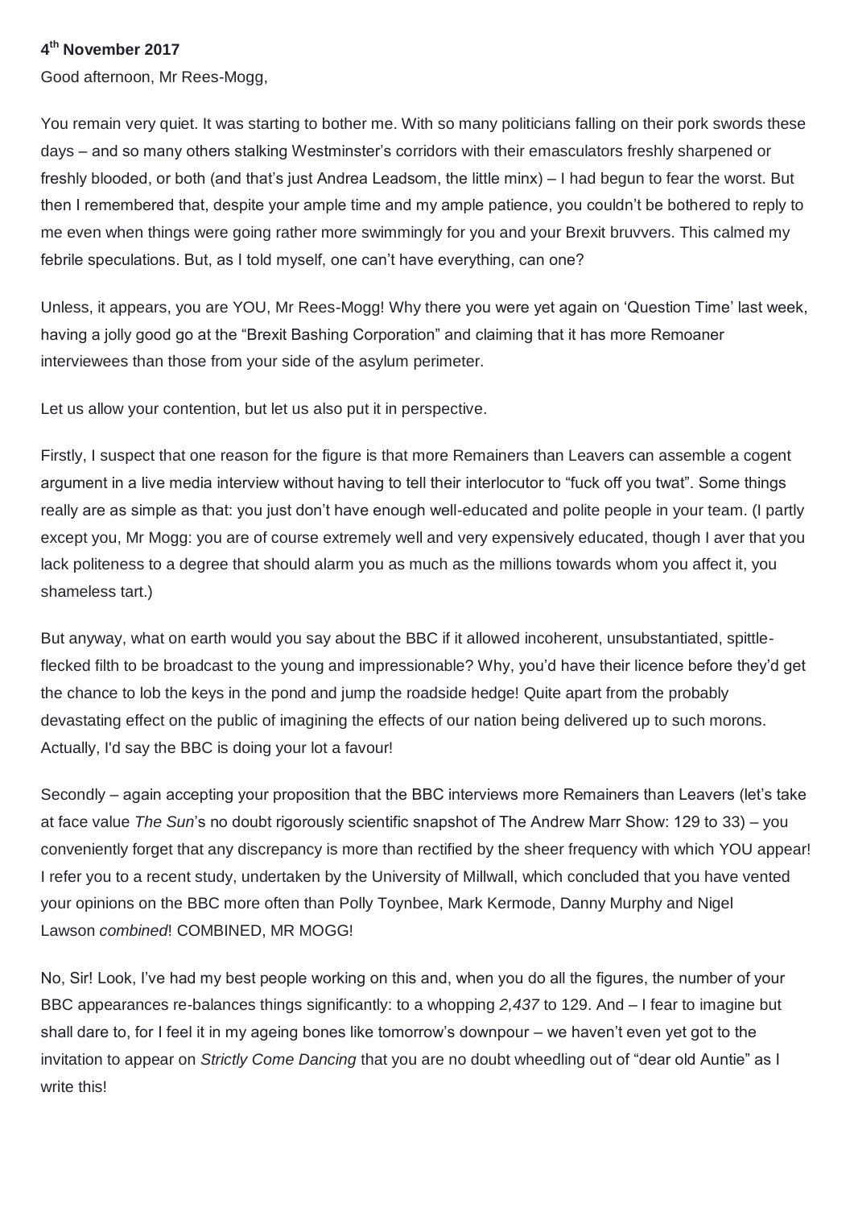**4th November 2017**

Good afternoon, Mr Rees-Mogg,

You remain very quiet. It was starting to bother me. With so many politicians falling on their pork swords these days – and so many others stalking Westminster's corridors with their emasculators freshly sharpened or freshly blooded, or both (and that's just Andrea Leadsom, the little minx) – I had begun to fear the worst. But then I remembered that, despite your ample time and my ample patience, you couldn't be bothered to reply to me even when things were going rather more swimmingly for you and your Brexit bruvvers. This calmed my febrile speculations. But, as I told myself, one can't have everything, can one?

Unless, it appears, you are YOU, Mr Rees-Mogg! Why there you were yet again on 'Question Time' last week, having a jolly good go at the "Brexit Bashing Corporation" and claiming that it has more Remoaner interviewees than those from your side of the asylum perimeter.

Let us allow your contention, but let us also put it in perspective.

Firstly, I suspect that one reason for the figure is that more Remainers than Leavers can assemble a cogent argument in a live media interview without having to tell their interlocutor to "fuck off you twat". Some things really are as simple as that: you just don't have enough well-educated and polite people in your team. (I partly except you, Mr Mogg: you are of course extremely well and very expensively educated, though I aver that you lack politeness to a degree that should alarm you as much as the millions towards whom you affect it, you shameless tart.)

But anyway, what on earth would you say about the BBC if it allowed incoherent, unsubstantiated, spittle-flecked filth to be broadcast to the young and impressionable? Why, you'd have their licence before they'd get the chance to lob the keys in the pond and jump the roadside hedge! Quite apart from the probably devastating effect on the public of imagining the effects of our nation being delivered up to such morons. Actually, I'd say the BBC is doing your lot a favour!

Secondly – again accepting your proposition that the BBC interviews more Remainers than Leavers (let's take at face value *The Sun*'s no doubt rigorously scientific snapshot of The Andrew Marr Show: 129 to 33) – you conveniently forget that any discrepancy is more than rectified by the sheer frequency with which YOU appear! I refer you to a recent study, undertaken by the University of Millwall, which concluded that you have vented your opinions on the BBC more often than Polly Toynbee, Mark Kermode, Danny Murphy and Nigel Lawson *combined*! COMBINED, MR MOGG!

No, Sir! Look, I've had my best people working on this and, when you do all the figures, the number of your BBC appearances re-balances things significantly: to a whopping *2,437* to 129. And – I fear to imagine but shall dare to, for I feel it in my ageing bones like tomorrow's downpour – we haven't even yet got to the invitation to appear on *Strictly Come Dancing* that you are no doubt wheedling out of "dear old Auntie" as I write this!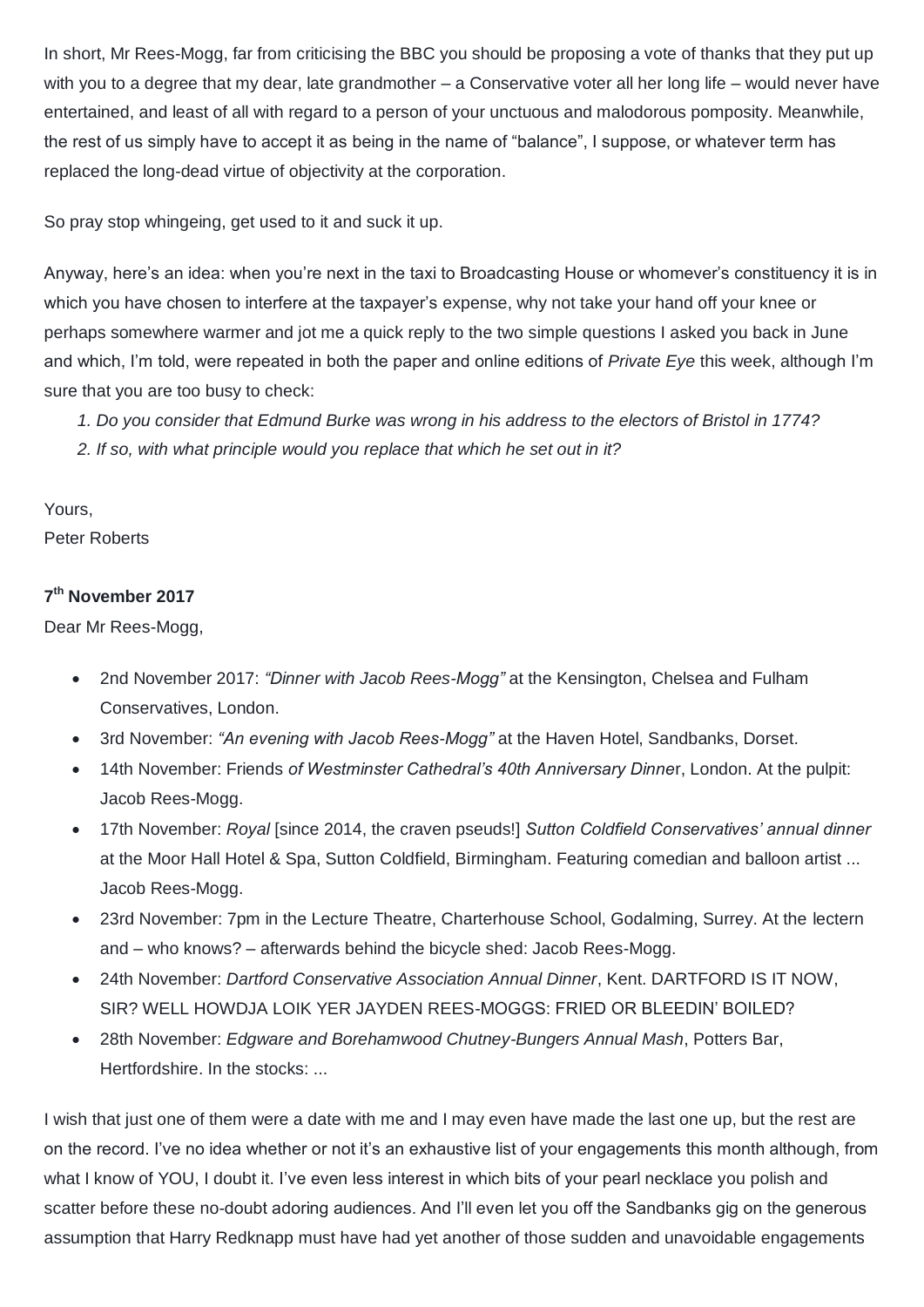In short, Mr Rees-Mogg, far from criticising the BBC you should be proposing a vote of thanks that they put up with you to a degree that my dear, late grandmother – a Conservative voter all her long life – would never have entertained, and least of all with regard to a person of your unctuous and malodorous pomposity. Meanwhile, the rest of us simply have to accept it as being in the name of "balance", I suppose, or whatever term has replaced the long-dead virtue of objectivity at the corporation.

So pray stop whingeing, get used to it and suck it up.

Anyway, here's an idea: when you're next in the taxi to Broadcasting House or whomever's constituency it is in which you have chosen to interfere at the taxpayer's expense, why not take your hand off your knee or perhaps somewhere warmer and jot me a quick reply to the two simple questions I asked you back in June and which, I'm told, were repeated in both the paper and online editions of *Private Eye* this week, although I'm sure that you are too busy to check:

1. *Do you consider that Edmund Burke was wrong in his address to the electors of Bristol in 1774?*
2. *If so, with what principle would you replace that which he set out in it?*

Yours,
Peter Roberts

**7th November 2017**

Dear Mr Rees-Mogg,

- 2nd November 2017: *"Dinner with Jacob Rees-Mogg"* at the Kensington, Chelsea and Fulham Conservatives, London.
- 3rd November: *"An evening with Jacob Rees-Mogg"* at the Haven Hotel, Sandbanks, Dorset.
- 14th November: Friends *of Westminster Cathedral's 40th Anniversary Dinne*r, London. At the pulpit: Jacob Rees-Mogg.
- 17th November: *Royal* [since 2014, the craven pseuds!] *Sutton Coldfield Conservatives' annual dinner* at the Moor Hall Hotel & Spa, Sutton Coldfield, Birmingham. Featuring comedian and balloon artist ... Jacob Rees-Mogg.
- 23rd November: 7pm in the Lecture Theatre, Charterhouse School, Godalming, Surrey. At the lectern and – who knows? – afterwards behind the bicycle shed: Jacob Rees-Mogg.
- 24th November: *Dartford Conservative Association Annual Dinner*, Kent. DARTFORD IS IT NOW, SIR? WELL HOWDJA LOIK YER JAYDEN REES-MOGGS: FRIED OR BLEEDIN' BOILED?
- 28th November: *Edgware and Borehamwood Chutney-Bungers Annual Mash*, Potters Bar, Hertfordshire. In the stocks: ...

I wish that just one of them were a date with me and I may even have made the last one up, but the rest are on the record. I've no idea whether or not it's an exhaustive list of your engagements this month although, from what I know of YOU, I doubt it. I've even less interest in which bits of your pearl necklace you polish and scatter before these no-doubt adoring audiences. And I'll even let you off the Sandbanks gig on the generous assumption that Harry Redknapp must have had yet another of those sudden and unavoidable engagements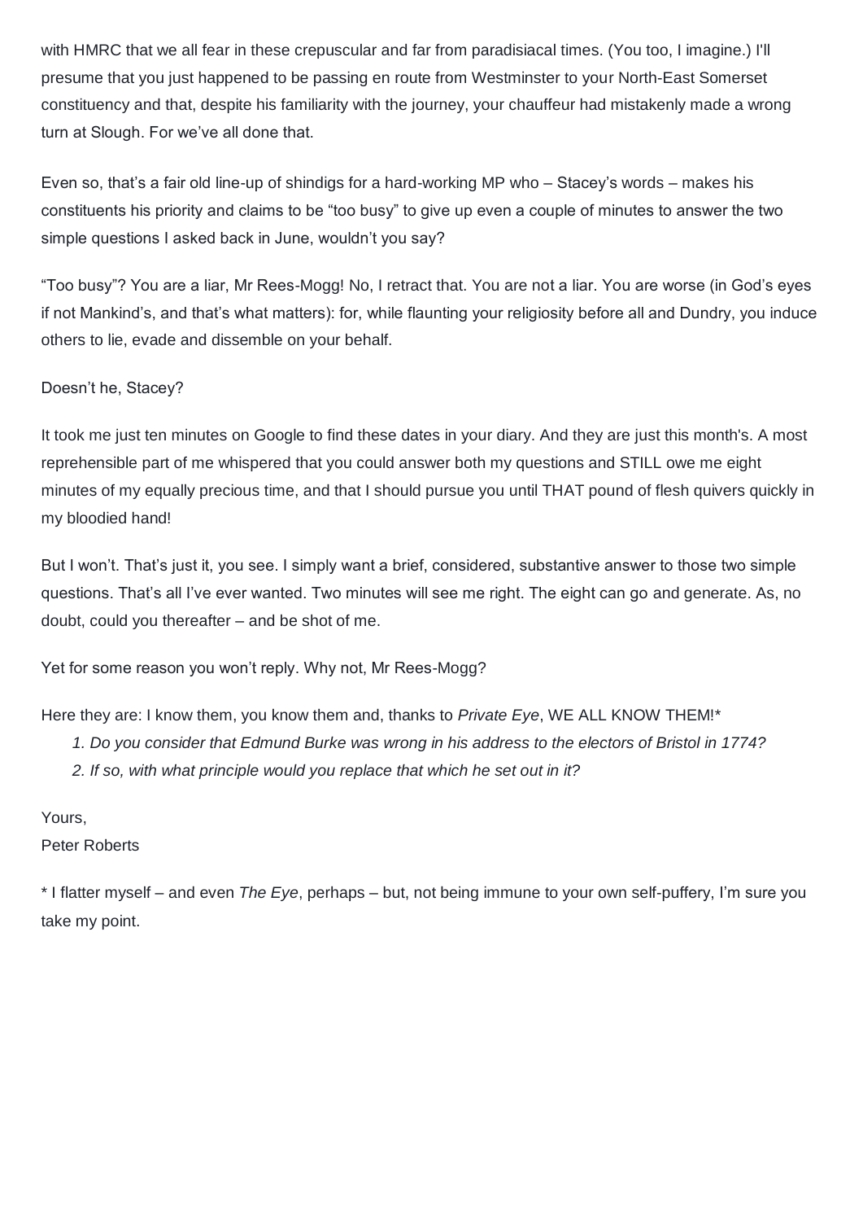with HMRC that we all fear in these crepuscular and far from paradisiacal times. (You too, I imagine.) I'll presume that you just happened to be passing en route from Westminster to your North-East Somerset constituency and that, despite his familiarity with the journey, your chauffeur had mistakenly made a wrong turn at Slough. For we've all done that.

Even so, that's a fair old line-up of shindigs for a hard-working MP who – Stacey's words – makes his constituents his priority and claims to be "too busy" to give up even a couple of minutes to answer the two simple questions I asked back in June, wouldn't you say?

"Too busy"? You are a liar, Mr Rees-Mogg! No, I retract that. You are not a liar. You are worse (in God's eyes if not Mankind's, and that's what matters): for, while flaunting your religiosity before all and Dundry, you induce others to lie, evade and dissemble on your behalf.

Doesn't he, Stacey?

It took me just ten minutes on Google to find these dates in your diary. And they are just this month's. A most reprehensible part of me whispered that you could answer both my questions and STILL owe me eight minutes of my equally precious time, and that I should pursue you until THAT pound of flesh quivers quickly in my bloodied hand!

But I won't. That's just it, you see. I simply want a brief, considered, substantive answer to those two simple questions. That's all I've ever wanted. Two minutes will see me right. The eight can go and generate. As, no doubt, could you thereafter – and be shot of me.

Yet for some reason you won't reply. Why not, Mr Rees-Mogg?

Here they are: I know them, you know them and, thanks to *Private Eye*, WE ALL KNOW THEM!*

1. *Do you consider that Edmund Burke was wrong in his address to the electors of Bristol in 1774?*
2. *If so, with what principle would you replace that which he set out in it?*

Yours,
Peter Roberts

\* I flatter myself – and even *The Eye*, perhaps – but, not being immune to your own self-puffery, I'm sure you take my point.